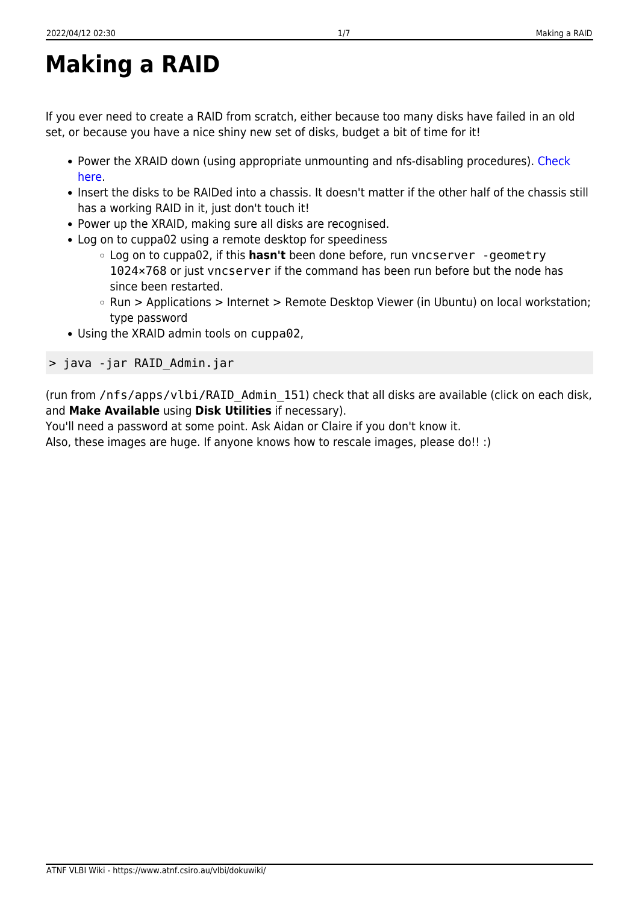# Making a RAID

If you ever need to create a RAID from scratch, either because too many disks have failed in an old set, or because you have a nice shiny new set of disks, budget a bit of time for it!

- Power the XRAID down (using appropriate unmounting and nfs-disabling procedures). [Check here](#).
- Insert the disks to be RAIDed into a chassis. It doesn't matter if the other half of the chassis still has a working RAID in it, just don't touch it!
- Power up the XRAID, making sure all disks are recognised.
- Log on to cuppa02 using a remote desktop for speediness
  - Log on to cuppa02, if this **hasn't** been done before, run `vncserver -geometry 1024×768` or just `vncserver` if the command has been run before but the node has since been restarted.
  - Run > Applications > Internet > Remote Desktop Viewer (in Ubuntu) on local workstation; type password
- Using the XRAID admin tools on `cuppa02`,

```
> java -jar RAID_Admin.jar
```

(run from `/nfs/apps/vlbi/RAID_Admin_151`) check that all disks are available (click on each disk, and **Make Available** using **Disk Utilities** if necessary).
You'll need a password at some point. Ask Aidan or Claire if you don't know it.
Also, these images are huge. If anyone knows how to rescale images, please do!! :)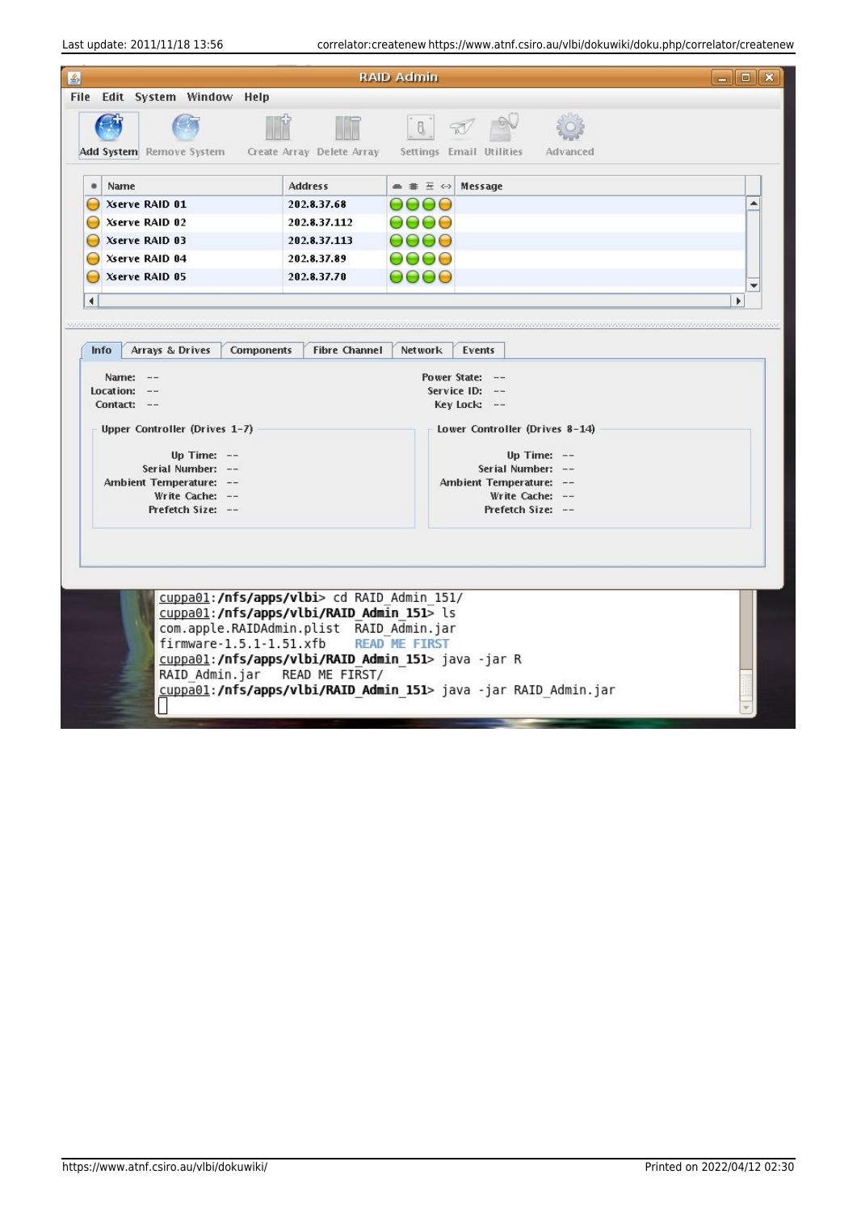**RAID Admin**

File Edit System Window Help

Add System | Remove System | Create Array | Delete Array | Settings | Email | Utilities | Advanced

| Name | Address | Message |
|---|---|---|
| Xserve RAID 01 | 202.8.37.68 | |
| Xserve RAID 02 | 202.8.37.112 | |
| Xserve RAID 03 | 202.8.37.113 | |
| Xserve RAID 04 | 202.8.37.89 | |
| Xserve RAID 05 | 202.8.37.70 | |

Info | Arrays & Drives | Components | Fibre Channel | Network | Events

Name: --
Location: --
Contact: --

Power State: --
Service ID: --
Key Lock: --

Upper Controller (Drives 1-7)

Up Time: --
Serial Number: --
Ambient Temperature: --
Write Cache: --
Prefetch Size: --

Lower Controller (Drives 8-14)

Up Time: --
Serial Number: --
Ambient Temperature: --
Write Cache: --
Prefetch Size: --

```
cuppa01:/nfs/apps/vlbi> cd RAID_Admin_151/
cuppa01:/nfs/apps/vlbi/RAID_Admin_151> ls
com.apple.RAIDAdmin.plist  RAID_Admin.jar
firmware-1.5.1-1.51.xfb    READ ME FIRST
cuppa01:/nfs/apps/vlbi/RAID_Admin_151> java -jar R
RAID_Admin.jar   READ ME FIRST/
cuppa01:/nfs/apps/vlbi/RAID_Admin_151> java -jar RAID_Admin.jar
```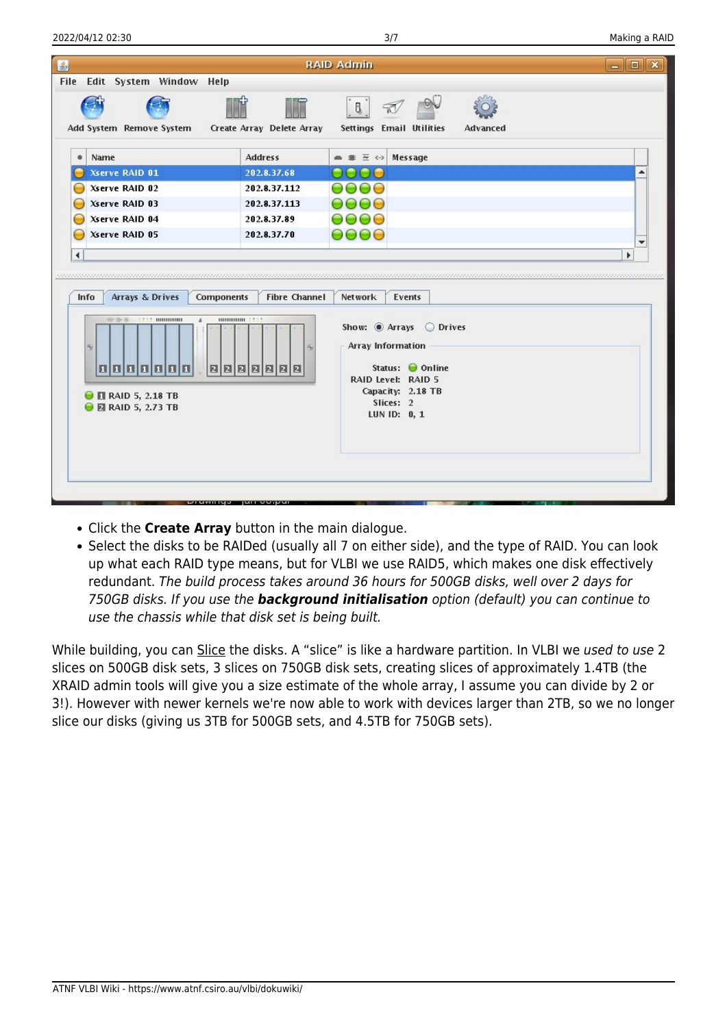- Click the **Create Array** button in the main dialogue.
- Select the disks to be RAIDed (usually all 7 on either side), and the type of RAID. You can look up what each RAID type means, but for VLBI we use RAID5, which makes one disk effectively redundant. *The build process takes around 36 hours for 500GB disks, well over 2 days for 750GB disks. If you use the **background initialisation** option (default) you can continue to use the chassis while that disk set is being built.*

While building, you can Slice the disks. A “slice” is like a hardware partition. In VLBI we *used to use* 2 slices on 500GB disk sets, 3 slices on 750GB disk sets, creating slices of approximately 1.4TB (the XRAID admin tools will give you a size estimate of the whole array, I assume you can divide by 2 or 3!). However with newer kernels we're now able to work with devices larger than 2TB, so we no longer slice our disks (giving us 3TB for 500GB sets, and 4.5TB for 750GB sets).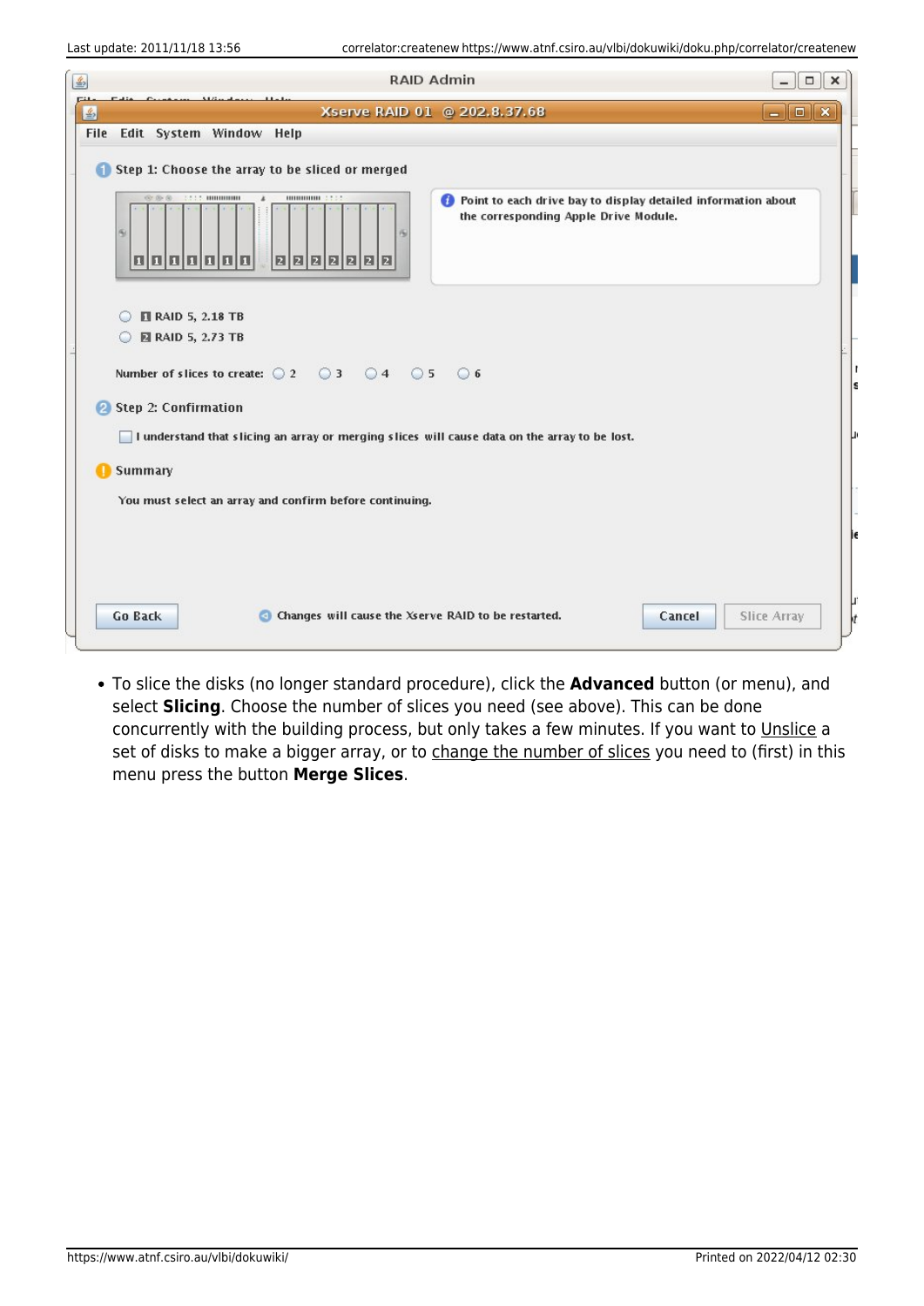- To slice the disks (no longer standard procedure), click the **Advanced** button (or menu), and select **Slicing**. Choose the number of slices you need (see above). This can be done concurrently with the building process, but only takes a few minutes. If you want to Unslice a set of disks to make a bigger array, or to change the number of slices you need to (first) in this menu press the button **Merge Slices**.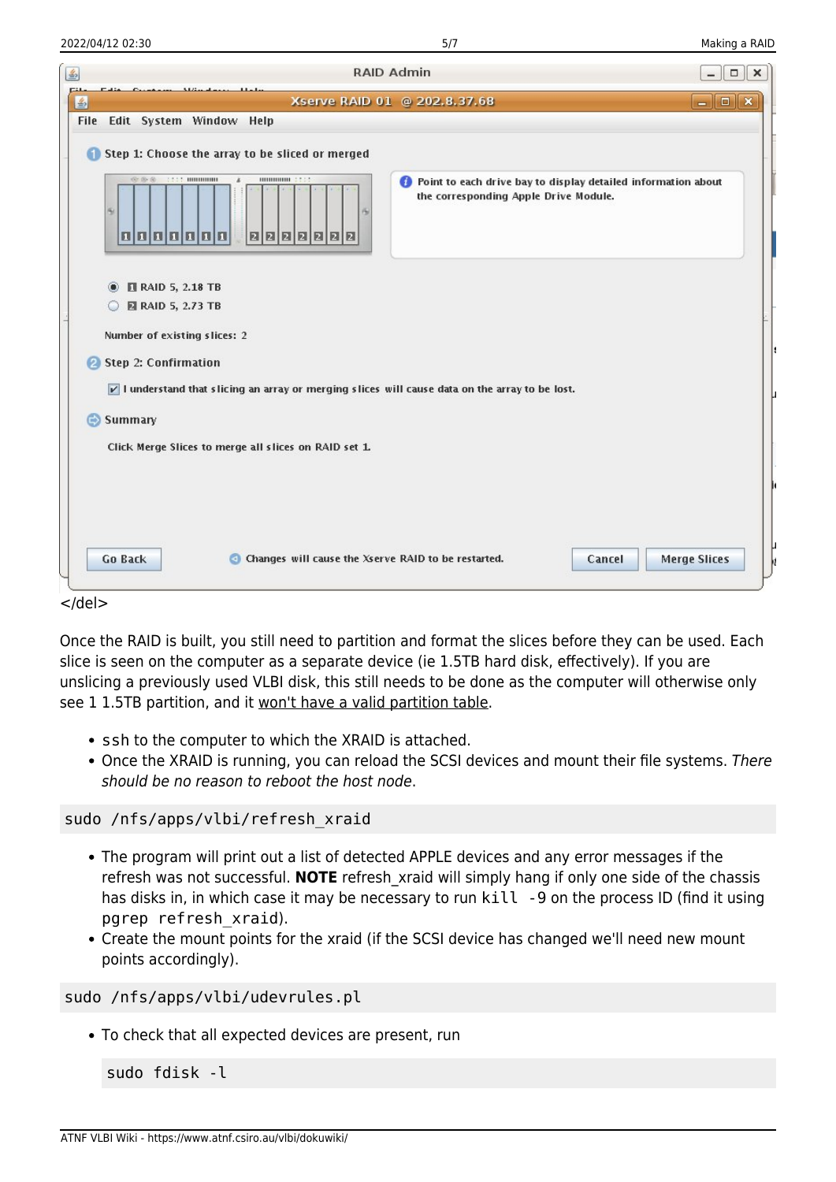</del>

Once the RAID is built, you still need to partition and format the slices before they can be used. Each slice is seen on the computer as a separate device (ie 1.5TB hard disk, effectively). If you are unslicing a previously used VLBI disk, this still needs to be done as the computer will otherwise only see 1 1.5TB partition, and it won't have a valid partition table.

- `ssh` to the computer to which the XRAID is attached.
- Once the XRAID is running, you can reload the SCSI devices and mount their file systems. *There should be no reason to reboot the host node*.

```
sudo /nfs/apps/vlbi/refresh_xraid
```

- The program will print out a list of detected APPLE devices and any error messages if the refresh was not successful. **NOTE** refresh_xraid will simply hang if only one side of the chassis has disks in, in which case it may be necessary to run `kill -9` on the process ID (find it using `pgrep refresh_xraid`).
- Create the mount points for the xraid (if the SCSI device has changed we'll need new mount points accordingly).

```
sudo /nfs/apps/vlbi/udevrules.pl
```

- To check that all expected devices are present, run

  ```
  sudo fdisk -l
  ```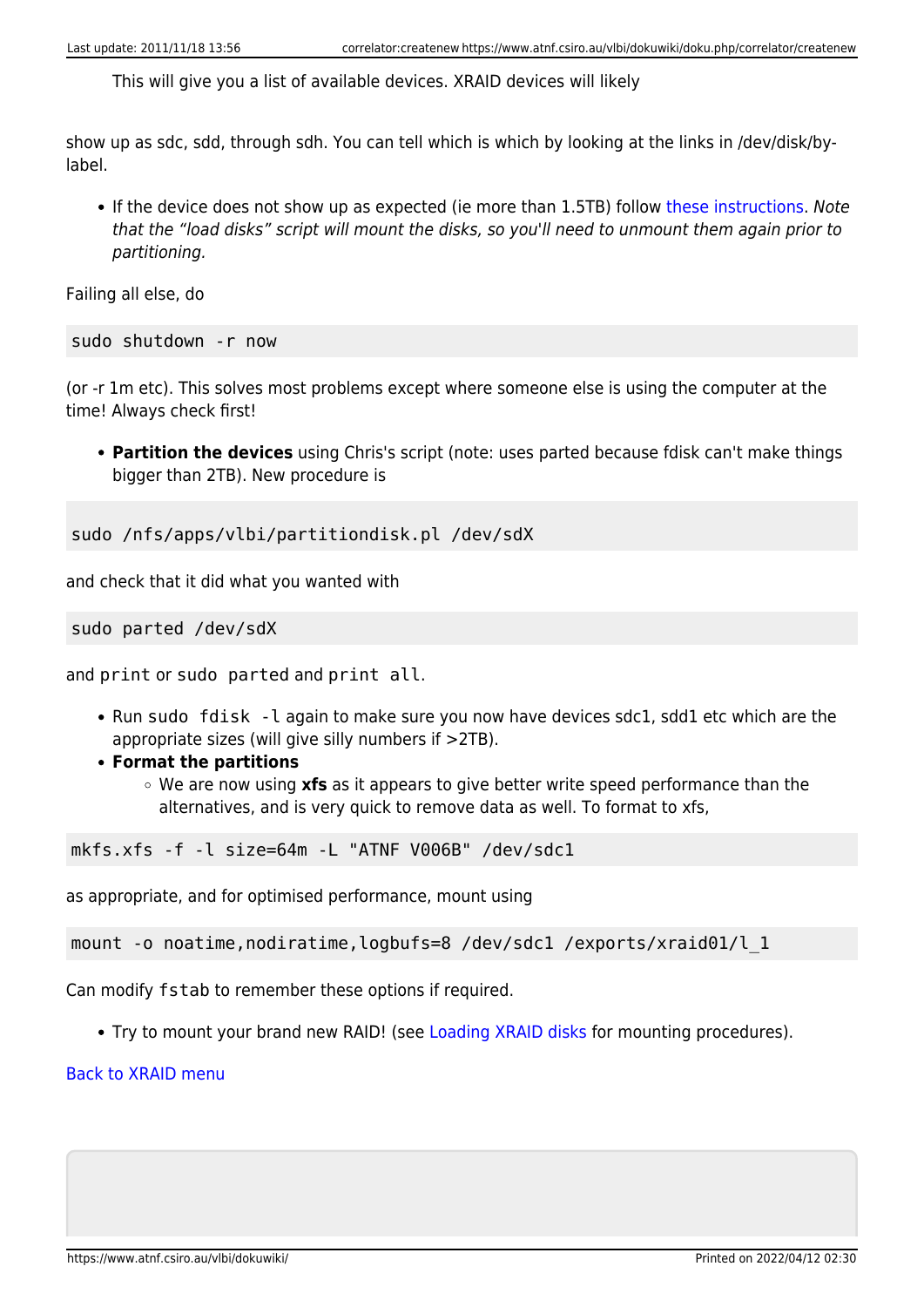This will give you a list of available devices. XRAID devices will likely

show up as sdc, sdd, through sdh. You can tell which is which by looking at the links in /dev/disk/by-label.

- If the device does not show up as expected (ie more than 1.5TB) follow these instructions. *Note that the "load disks" script will mount the disks, so you'll need to unmount them again prior to partitioning.*

Failing all else, do

```
sudo shutdown -r now
```

(or -r 1m etc). This solves most problems except where someone else is using the computer at the time! Always check first!

- **Partition the devices** using Chris's script (note: uses parted because fdisk can't make things bigger than 2TB). New procedure is

```
sudo /nfs/apps/vlbi/partitiondisk.pl /dev/sdX
```

and check that it did what you wanted with

```
sudo parted /dev/sdX
```

and `print` or `sudo parted` and `print all`.

- Run `sudo fdisk -l` again to make sure you now have devices sdc1, sdd1 etc which are the appropriate sizes (will give silly numbers if >2TB).
- **Format the partitions**
  - We are now using **xfs** as it appears to give better write speed performance than the alternatives, and is very quick to remove data as well. To format to xfs,

```
mkfs.xfs -f -l size=64m -L "ATNF V006B" /dev/sdc1
```

as appropriate, and for optimised performance, mount using

```
mount -o noatime,nodiratime,logbufs=8 /dev/sdc1 /exports/xraid01/l_1
```

Can modify `fstab` to remember these options if required.

- Try to mount your brand new RAID! (see Loading XRAID disks for mounting procedures).

Back to XRAID menu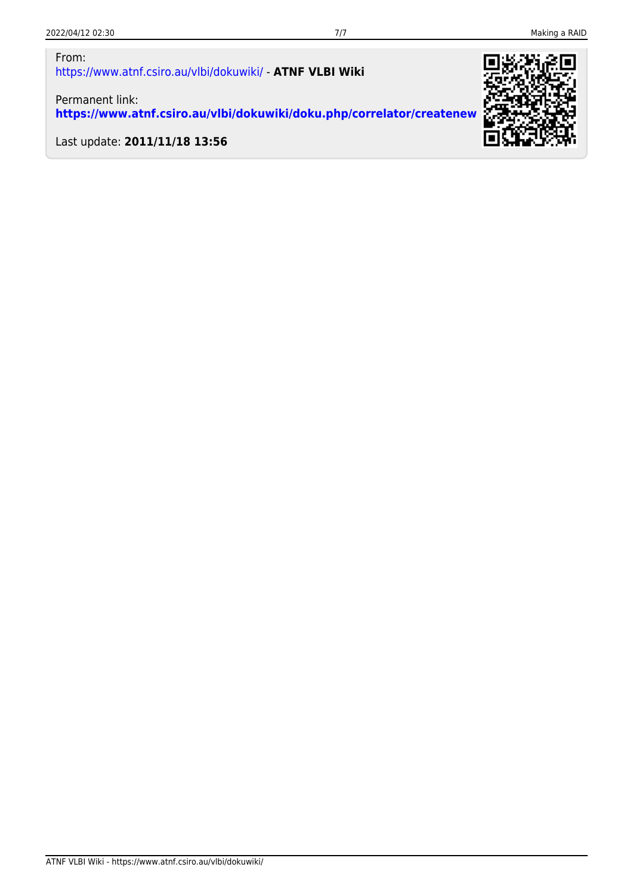From:
https://www.atnf.csiro.au/vlbi/dokuwiki/ - **ATNF VLBI Wiki**

Permanent link:
**https://www.atnf.csiro.au/vlbi/dokuwiki/doku.php/correlator/createnew**

Last update: **2011/11/18 13:56**